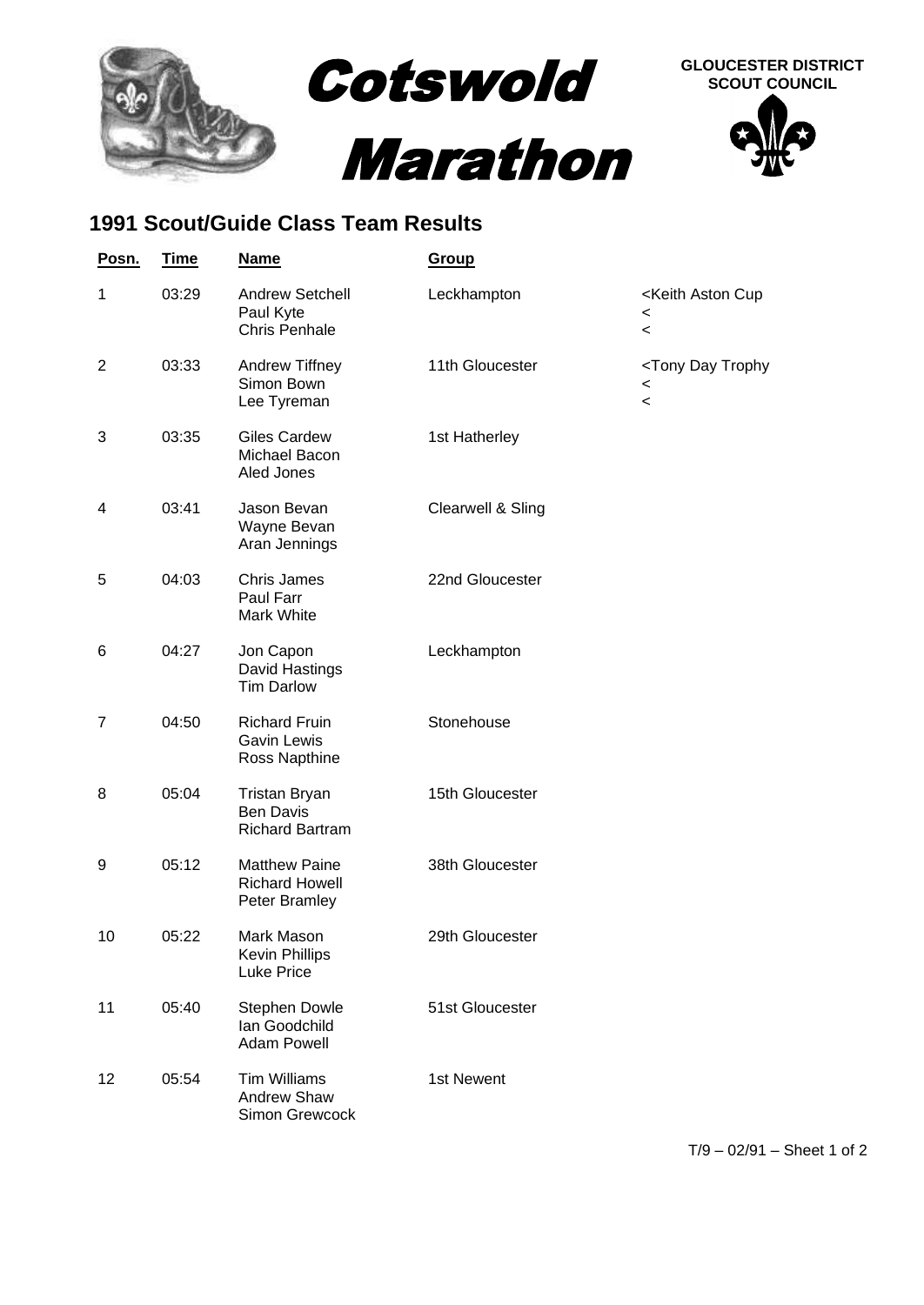# Cotswold Marathon

GLOUCESTER DISTRICT SCOUT COUNCIL

## 1991 Scout/Guide Class Team Results

| Posn. | Time | Name | Group | |
|---|---|---|---|---|
| 1 | 03:29 | Andrew Setchell<br>Paul Kyte<br>Chris Penhale | Leckhampton | <Keith Aston Cup<br><<br>< |
| 2 | 03:33 | Andrew Tiffney<br>Simon Bown<br>Lee Tyreman | 11th Gloucester | <Tony Day Trophy<br><<br>< |
| 3 | 03:35 | Giles Cardew<br>Michael Bacon<br>Aled Jones | 1st Hatherley | |
| 4 | 03:41 | Jason Bevan<br>Wayne Bevan<br>Aran Jennings | Clearwell & Sling | |
| 5 | 04:03 | Chris James<br>Paul Farr<br>Mark White | 22nd Gloucester | |
| 6 | 04:27 | Jon Capon<br>David Hastings<br>Tim Darlow | Leckhampton | |
| 7 | 04:50 | Richard Fruin<br>Gavin Lewis<br>Ross Napthine | Stonehouse | |
| 8 | 05:04 | Tristan Bryan<br>Ben Davis<br>Richard Bartram | 15th Gloucester | |
| 9 | 05:12 | Matthew Paine<br>Richard Howell<br>Peter Bramley | 38th Gloucester | |
| 10 | 05:22 | Mark Mason<br>Kevin Phillips<br>Luke Price | 29th Gloucester | |
| 11 | 05:40 | Stephen Dowle<br>Ian Goodchild<br>Adam Powell | 51st Gloucester | |
| 12 | 05:54 | Tim Williams<br>Andrew Shaw<br>Simon Grewcock | 1st Newent | |

T/9 – 02/91 – Sheet 1 of 2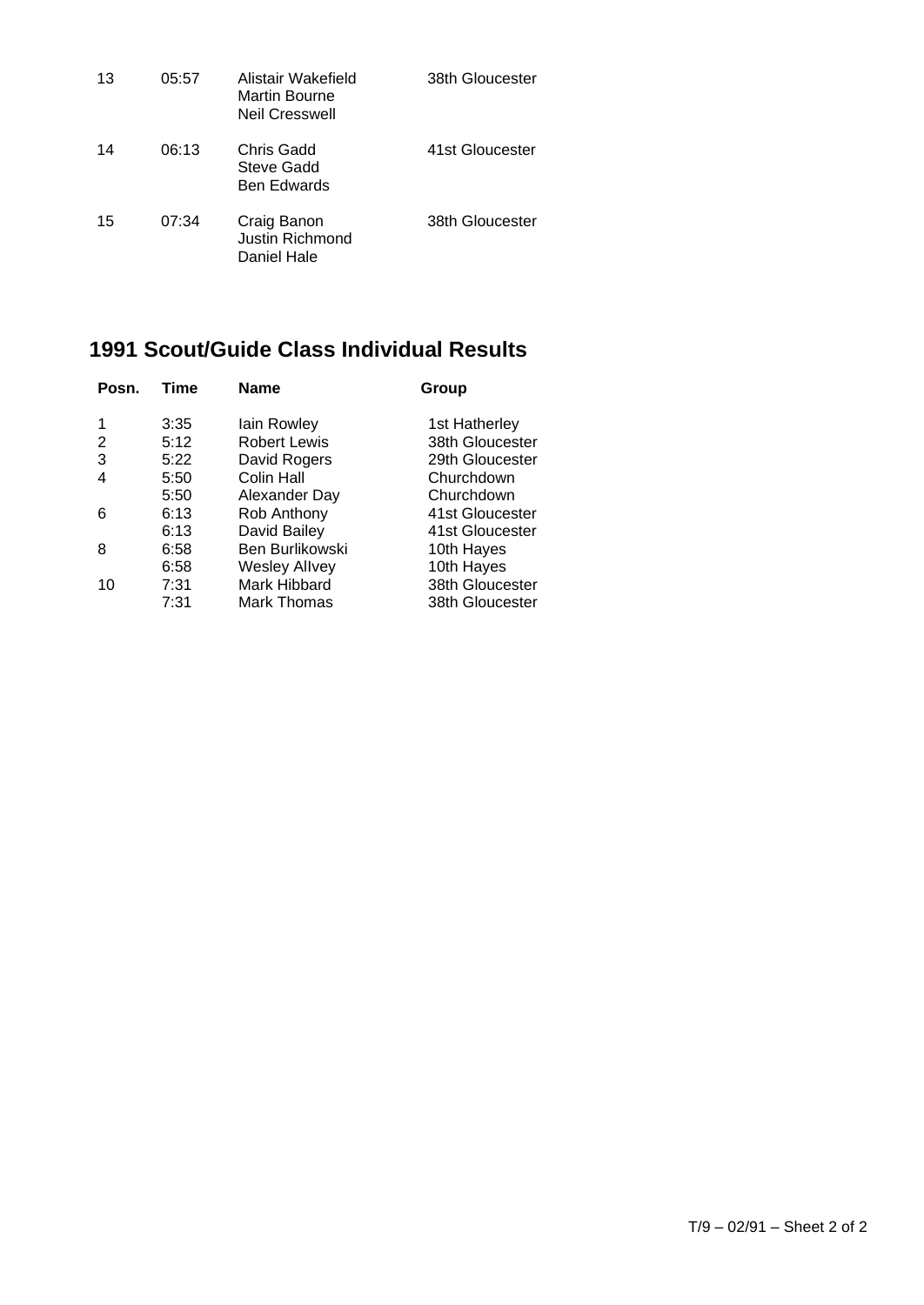| | | | |
|---|---|---|---|
| 13 | 05:57 | Alistair Wakefield<br>Martin Bourne<br>Neil Cresswell | 38th Gloucester |
| 14 | 06:13 | Chris Gadd<br>Steve Gadd<br>Ben Edwards | 41st Gloucester |
| 15 | 07:34 | Craig Banon<br>Justin Richmond<br>Daniel Hale | 38th Gloucester |

## 1991 Scout/Guide Class Individual Results

| Posn. | Time | Name | Group |
|---|---|---|---|
| 1 | 3:35 | Iain Rowley | 1st Hatherley |
| 2 | 5:12 | Robert Lewis | 38th Gloucester |
| 3 | 5:22 | David Rogers | 29th Gloucester |
| 4 | 5:50 | Colin Hall | Churchdown |
| | 5:50 | Alexander Day | Churchdown |
| 6 | 6:13 | Rob Anthony | 41st Gloucester |
| | 6:13 | David Bailey | 41st Gloucester |
| 8 | 6:58 | Ben Burlikowski | 10th Hayes |
| | 6:58 | Wesley Allvey | 10th Hayes |
| 10 | 7:31 | Mark Hibbard | 38th Gloucester |
| | 7:31 | Mark Thomas | 38th Gloucester |

T/9 – 02/91 – Sheet 2 of 2